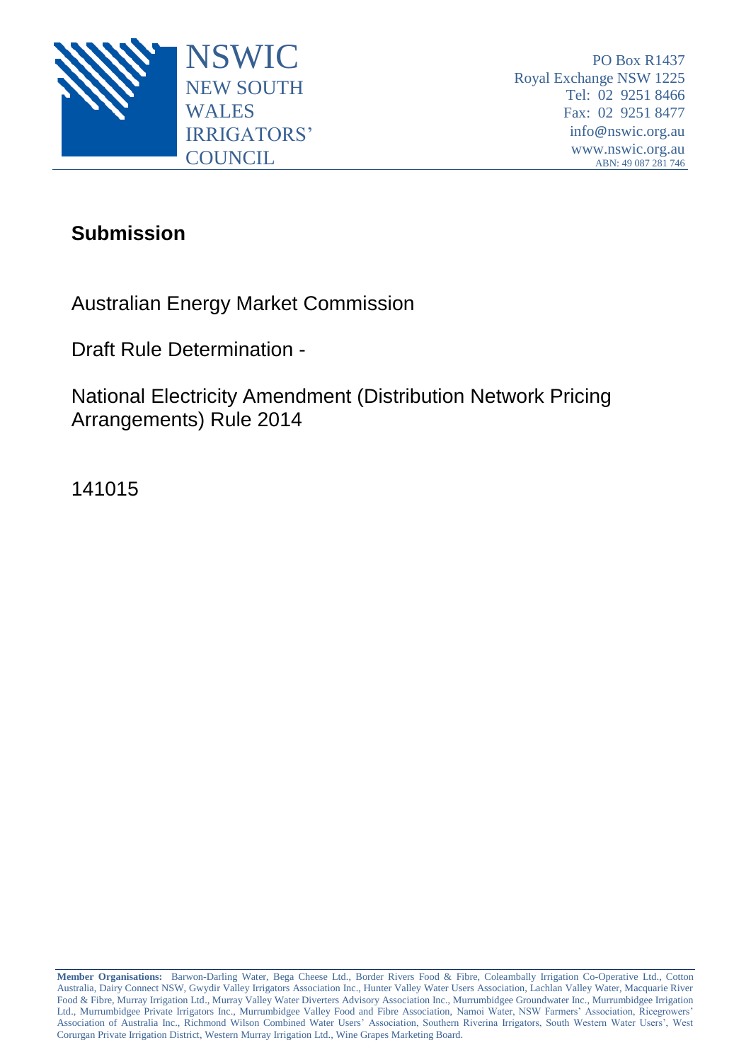NSWIC
NEW SOUTH WALES IRRIGATORS' COUNCIL

PO Box R1437
Royal Exchange NSW 1225
Tel: 02 9251 8466
Fax: 02 9251 8477
info@nswic.org.au
www.nswic.org.au
ABN: 49 087 281 746

# Submission

Australian Energy Market Commission

Draft Rule Determination -

National Electricity Amendment (Distribution Network Pricing Arrangements) Rule 2014

141015

**Member Organisations:** Barwon-Darling Water, Bega Cheese Ltd., Border Rivers Food & Fibre, Coleambally Irrigation Co-Operative Ltd., Cotton Australia, Dairy Connect NSW, Gwydir Valley Irrigators Association Inc., Hunter Valley Water Users Association, Lachlan Valley Water, Macquarie River Food & Fibre, Murray Irrigation Ltd., Murray Valley Water Diverters Advisory Association Inc., Murrumbidgee Groundwater Inc., Murrumbidgee Irrigation Ltd., Murrumbidgee Private Irrigators Inc., Murrumbidgee Valley Food and Fibre Association, Namoi Water, NSW Farmers' Association, Ricegrowers' Association of Australia Inc., Richmond Wilson Combined Water Users' Association, Southern Riverina Irrigators, South Western Water Users', West Corurgan Private Irrigation District, Western Murray Irrigation Ltd., Wine Grapes Marketing Board.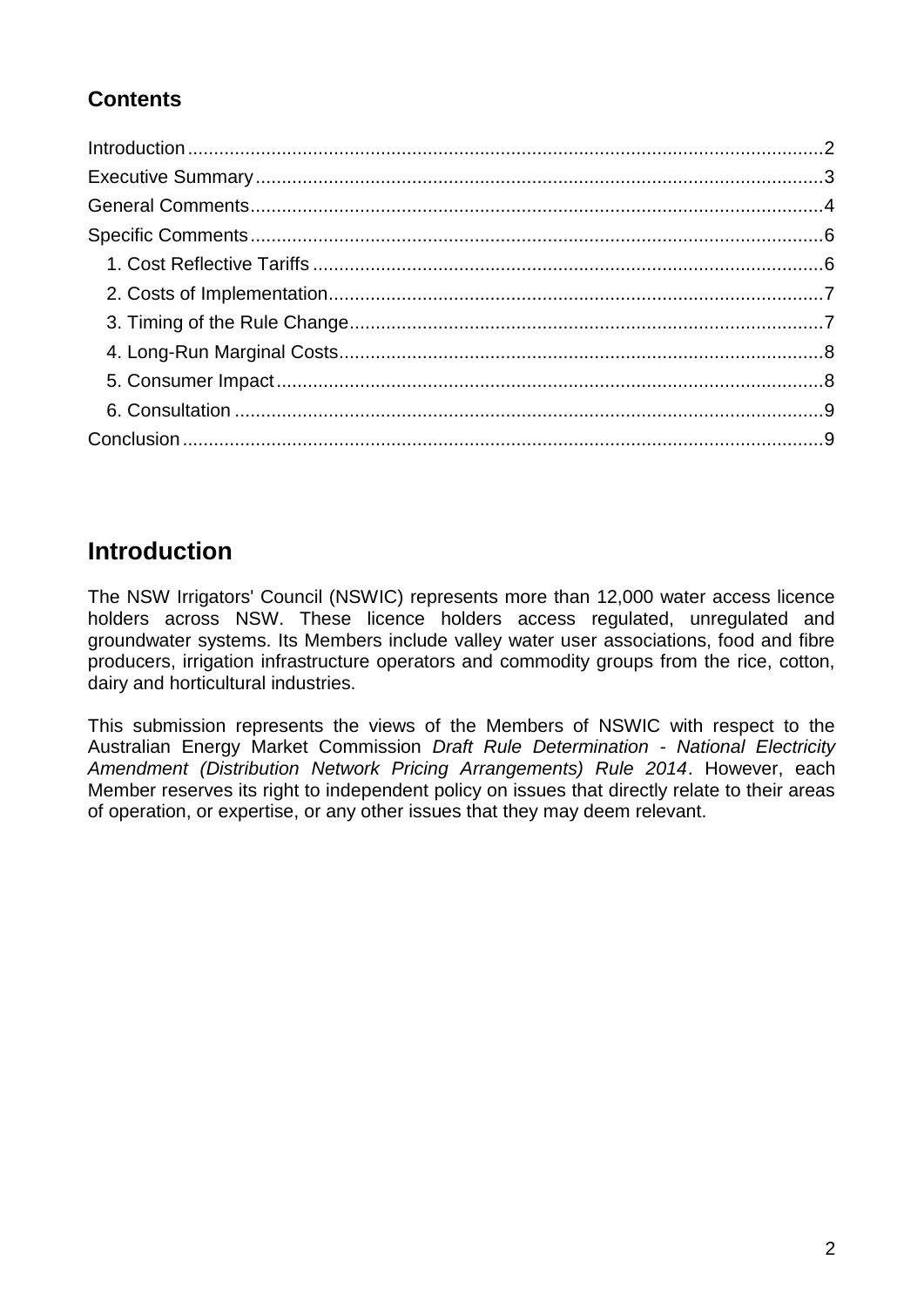## Contents

- Introduction ........ 2
- Executive Summary ........ 3
- General Comments ........ 4
- Specific Comments ........ 6
  - 1. Cost Reflective Tariffs ........ 6
  - 2. Costs of Implementation ........ 7
  - 3. Timing of the Rule Change ........ 7
  - 4. Long-Run Marginal Costs ........ 8
  - 5. Consumer Impact ........ 8
  - 6. Consultation ........ 9
- Conclusion ........ 9

# Introduction

The NSW Irrigators' Council (NSWIC) represents more than 12,000 water access licence holders across NSW. These licence holders access regulated, unregulated and groundwater systems. Its Members include valley water user associations, food and fibre producers, irrigation infrastructure operators and commodity groups from the rice, cotton, dairy and horticultural industries.

This submission represents the views of the Members of NSWIC with respect to the Australian Energy Market Commission *Draft Rule Determination - National Electricity Amendment (Distribution Network Pricing Arrangements) Rule 2014*. However, each Member reserves its right to independent policy on issues that directly relate to their areas of operation, or expertise, or any other issues that they may deem relevant.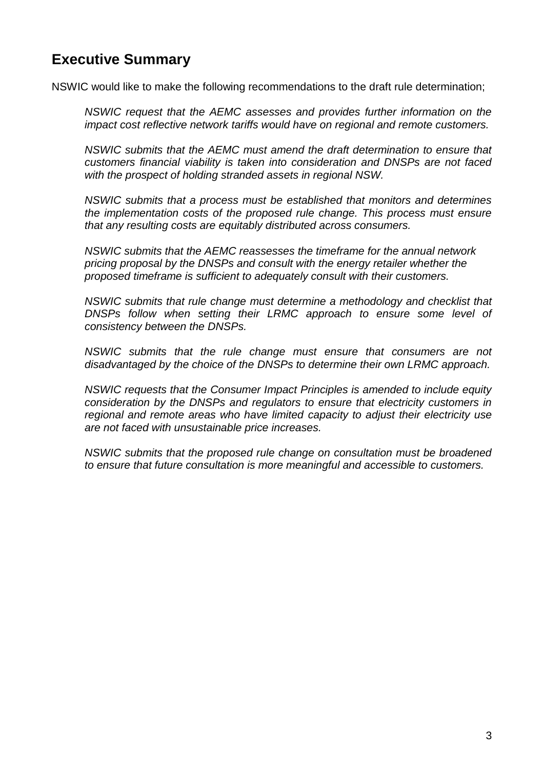## Executive Summary

NSWIC would like to make the following recommendations to the draft rule determination;

*NSWIC request that the AEMC assesses and provides further information on the impact cost reflective network tariffs would have on regional and remote customers.*

*NSWIC submits that the AEMC must amend the draft determination to ensure that customers financial viability is taken into consideration and DNSPs are not faced with the prospect of holding stranded assets in regional NSW.*

*NSWIC submits that a process must be established that monitors and determines the implementation costs of the proposed rule change. This process must ensure that any resulting costs are equitably distributed across consumers.*

*NSWIC submits that the AEMC reassesses the timeframe for the annual network pricing proposal by the DNSPs and consult with the energy retailer whether the proposed timeframe is sufficient to adequately consult with their customers.*

*NSWIC submits that rule change must determine a methodology and checklist that DNSPs follow when setting their LRMC approach to ensure some level of consistency between the DNSPs.*

*NSWIC submits that the rule change must ensure that consumers are not disadvantaged by the choice of the DNSPs to determine their own LRMC approach.*

*NSWIC requests that the Consumer Impact Principles is amended to include equity consideration by the DNSPs and regulators to ensure that electricity customers in regional and remote areas who have limited capacity to adjust their electricity use are not faced with unsustainable price increases.*

*NSWIC submits that the proposed rule change on consultation must be broadened to ensure that future consultation is more meaningful and accessible to customers.*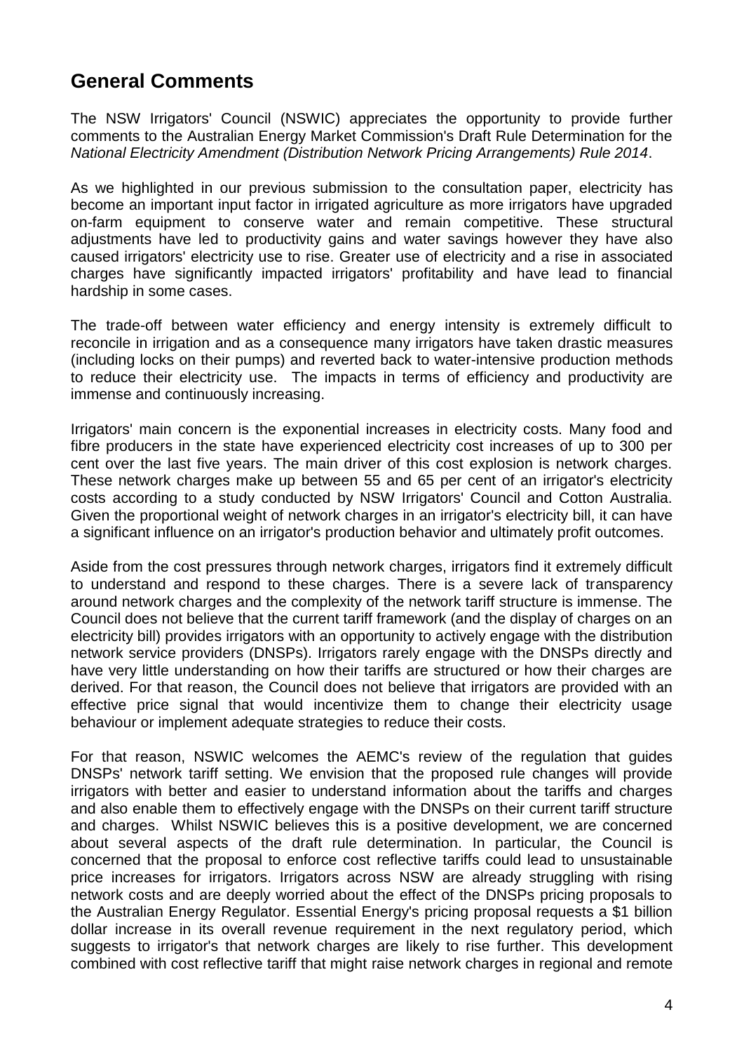## General Comments

The NSW Irrigators' Council (NSWIC) appreciates the opportunity to provide further comments to the Australian Energy Market Commission's Draft Rule Determination for the *National Electricity Amendment (Distribution Network Pricing Arrangements) Rule 2014*.

As we highlighted in our previous submission to the consultation paper, electricity has become an important input factor in irrigated agriculture as more irrigators have upgraded on-farm equipment to conserve water and remain competitive. These structural adjustments have led to productivity gains and water savings however they have also caused irrigators' electricity use to rise. Greater use of electricity and a rise in associated charges have significantly impacted irrigators' profitability and have lead to financial hardship in some cases.

The trade-off between water efficiency and energy intensity is extremely difficult to reconcile in irrigation and as a consequence many irrigators have taken drastic measures (including locks on their pumps) and reverted back to water-intensive production methods to reduce their electricity use. The impacts in terms of efficiency and productivity are immense and continuously increasing.

Irrigators' main concern is the exponential increases in electricity costs. Many food and fibre producers in the state have experienced electricity cost increases of up to 300 per cent over the last five years. The main driver of this cost explosion is network charges. These network charges make up between 55 and 65 per cent of an irrigator's electricity costs according to a study conducted by NSW Irrigators' Council and Cotton Australia. Given the proportional weight of network charges in an irrigator's electricity bill, it can have a significant influence on an irrigator's production behavior and ultimately profit outcomes.

Aside from the cost pressures through network charges, irrigators find it extremely difficult to understand and respond to these charges. There is a severe lack of transparency around network charges and the complexity of the network tariff structure is immense. The Council does not believe that the current tariff framework (and the display of charges on an electricity bill) provides irrigators with an opportunity to actively engage with the distribution network service providers (DNSPs). Irrigators rarely engage with the DNSPs directly and have very little understanding on how their tariffs are structured or how their charges are derived. For that reason, the Council does not believe that irrigators are provided with an effective price signal that would incentivize them to change their electricity usage behaviour or implement adequate strategies to reduce their costs.

For that reason, NSWIC welcomes the AEMC's review of the regulation that guides DNSPs' network tariff setting. We envision that the proposed rule changes will provide irrigators with better and easier to understand information about the tariffs and charges and also enable them to effectively engage with the DNSPs on their current tariff structure and charges. Whilst NSWIC believes this is a positive development, we are concerned about several aspects of the draft rule determination. In particular, the Council is concerned that the proposal to enforce cost reflective tariffs could lead to unsustainable price increases for irrigators. Irrigators across NSW are already struggling with rising network costs and are deeply worried about the effect of the DNSPs pricing proposals to the Australian Energy Regulator. Essential Energy's pricing proposal requests a $1 billion dollar increase in its overall revenue requirement in the next regulatory period, which suggests to irrigator's that network charges are likely to rise further. This development combined with cost reflective tariff that might raise network charges in regional and remote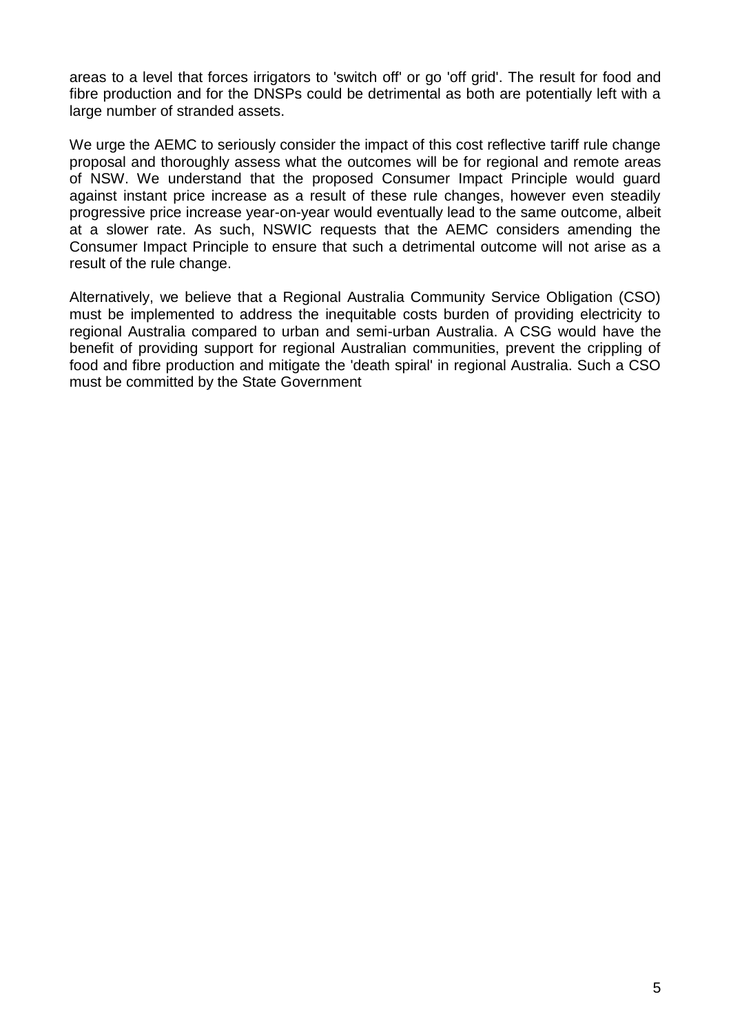areas to a level that forces irrigators to 'switch off' or go 'off grid'. The result for food and fibre production and for the DNSPs could be detrimental as both are potentially left with a large number of stranded assets.

We urge the AEMC to seriously consider the impact of this cost reflective tariff rule change proposal and thoroughly assess what the outcomes will be for regional and remote areas of NSW. We understand that the proposed Consumer Impact Principle would guard against instant price increase as a result of these rule changes, however even steadily progressive price increase year-on-year would eventually lead to the same outcome, albeit at a slower rate. As such, NSWIC requests that the AEMC considers amending the Consumer Impact Principle to ensure that such a detrimental outcome will not arise as a result of the rule change.

Alternatively, we believe that a Regional Australia Community Service Obligation (CSO) must be implemented to address the inequitable costs burden of providing electricity to regional Australia compared to urban and semi-urban Australia. A CSG would have the benefit of providing support for regional Australian communities, prevent the crippling of food and fibre production and mitigate the 'death spiral' in regional Australia. Such a CSO must be committed by the State Government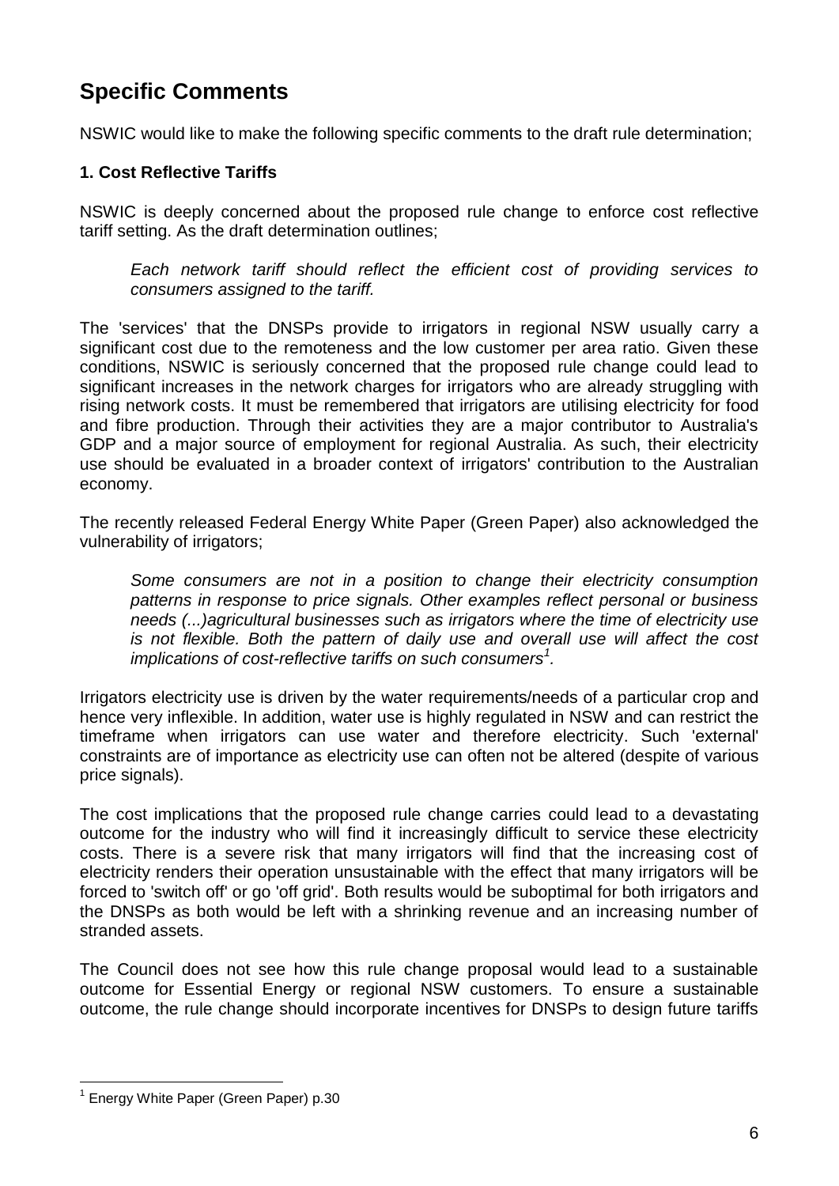## Specific Comments

NSWIC would like to make the following specific comments to the draft rule determination;

**1. Cost Reflective Tariffs**

NSWIC is deeply concerned about the proposed rule change to enforce cost reflective tariff setting. As the draft determination outlines;

> *Each network tariff should reflect the efficient cost of providing services to consumers assigned to the tariff.*

The 'services' that the DNSPs provide to irrigators in regional NSW usually carry a significant cost due to the remoteness and the low customer per area ratio. Given these conditions, NSWIC is seriously concerned that the proposed rule change could lead to significant increases in the network charges for irrigators who are already struggling with rising network costs. It must be remembered that irrigators are utilising electricity for food and fibre production. Through their activities they are a major contributor to Australia's GDP and a major source of employment for regional Australia. As such, their electricity use should be evaluated in a broader context of irrigators' contribution to the Australian economy.

The recently released Federal Energy White Paper (Green Paper) also acknowledged the vulnerability of irrigators;

> *Some consumers are not in a position to change their electricity consumption patterns in response to price signals. Other examples reflect personal or business needs (...)agricultural businesses such as irrigators where the time of electricity use is not flexible. Both the pattern of daily use and overall use will affect the cost implications of cost-reflective tariffs on such consumers*[1].

Irrigators electricity use is driven by the water requirements/needs of a particular crop and hence very inflexible. In addition, water use is highly regulated in NSW and can restrict the timeframe when irrigators can use water and therefore electricity. Such 'external' constraints are of importance as electricity use can often not be altered (despite of various price signals).

The cost implications that the proposed rule change carries could lead to a devastating outcome for the industry who will find it increasingly difficult to service these electricity costs. There is a severe risk that many irrigators will find that the increasing cost of electricity renders their operation unsustainable with the effect that many irrigators will be forced to 'switch off' or go 'off grid'. Both results would be suboptimal for both irrigators and the DNSPs as both would be left with a shrinking revenue and an increasing number of stranded assets.

The Council does not see how this rule change proposal would lead to a sustainable outcome for Essential Energy or regional NSW customers. To ensure a sustainable outcome, the rule change should incorporate incentives for DNSPs to design future tariffs

[1] Energy White Paper (Green Paper) p.30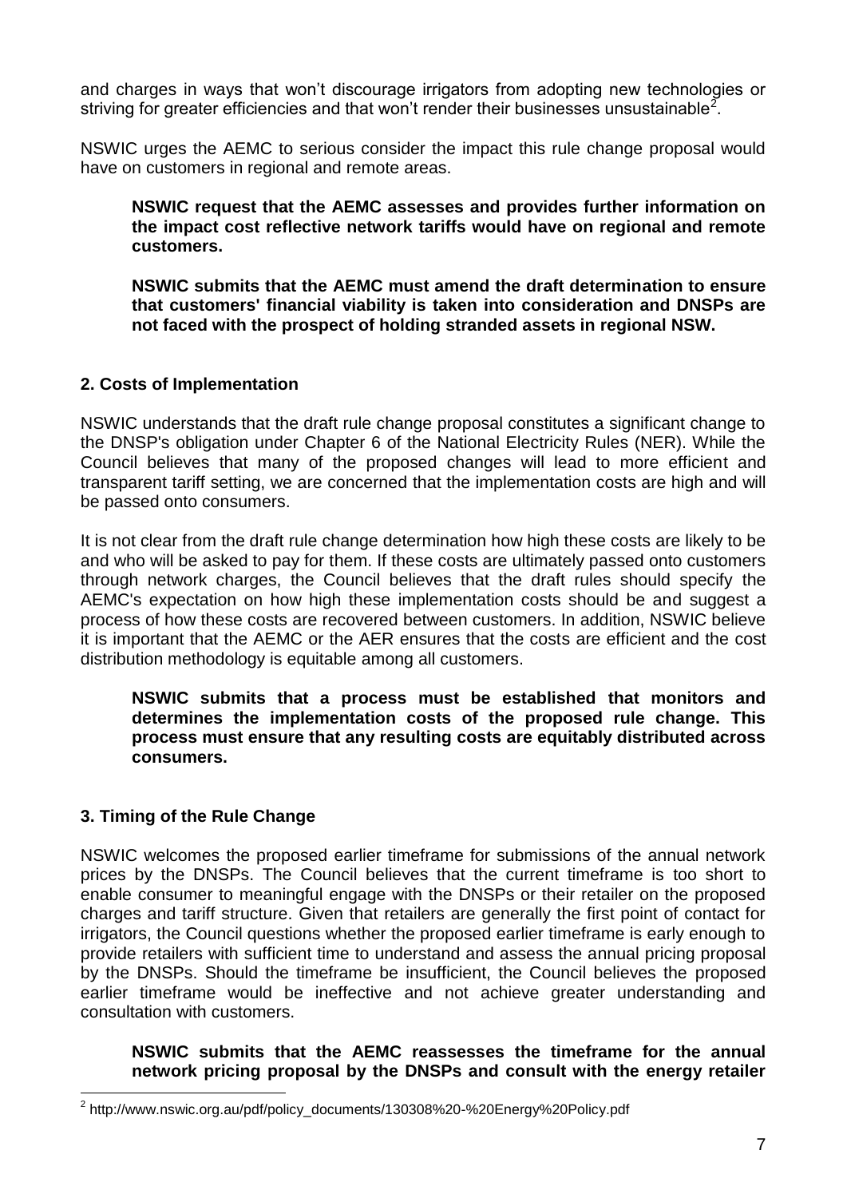and charges in ways that won't discourage irrigators from adopting new technologies or striving for greater efficiencies and that won't render their businesses unsustainable[2].

NSWIC urges the AEMC to serious consider the impact this rule change proposal would have on customers in regional and remote areas.

**NSWIC request that the AEMC assesses and provides further information on the impact cost reflective network tariffs would have on regional and remote customers.**

**NSWIC submits that the AEMC must amend the draft determination to ensure that customers' financial viability is taken into consideration and DNSPs are not faced with the prospect of holding stranded assets in regional NSW.**

## 2. Costs of Implementation

NSWIC understands that the draft rule change proposal constitutes a significant change to the DNSP's obligation under Chapter 6 of the National Electricity Rules (NER). While the Council believes that many of the proposed changes will lead to more efficient and transparent tariff setting, we are concerned that the implementation costs are high and will be passed onto consumers.

It is not clear from the draft rule change determination how high these costs are likely to be and who will be asked to pay for them. If these costs are ultimately passed onto customers through network charges, the Council believes that the draft rules should specify the AEMC's expectation on how high these implementation costs should be and suggest a process of how these costs are recovered between customers. In addition, NSWIC believe it is important that the AEMC or the AER ensures that the costs are efficient and the cost distribution methodology is equitable among all customers.

**NSWIC submits that a process must be established that monitors and determines the implementation costs of the proposed rule change. This process must ensure that any resulting costs are equitably distributed across consumers.**

## 3. Timing of the Rule Change

NSWIC welcomes the proposed earlier timeframe for submissions of the annual network prices by the DNSPs. The Council believes that the current timeframe is too short to enable consumer to meaningful engage with the DNSPs or their retailer on the proposed charges and tariff structure. Given that retailers are generally the first point of contact for irrigators, the Council questions whether the proposed earlier timeframe is early enough to provide retailers with sufficient time to understand and assess the annual pricing proposal by the DNSPs. Should the timeframe be insufficient, the Council believes the proposed earlier timeframe would be ineffective and not achieve greater understanding and consultation with customers.

**NSWIC submits that the AEMC reassesses the timeframe for the annual network pricing proposal by the DNSPs and consult with the energy retailer**

[2] http://www.nswic.org.au/pdf/policy_documents/130308%20-%20Energy%20Policy.pdf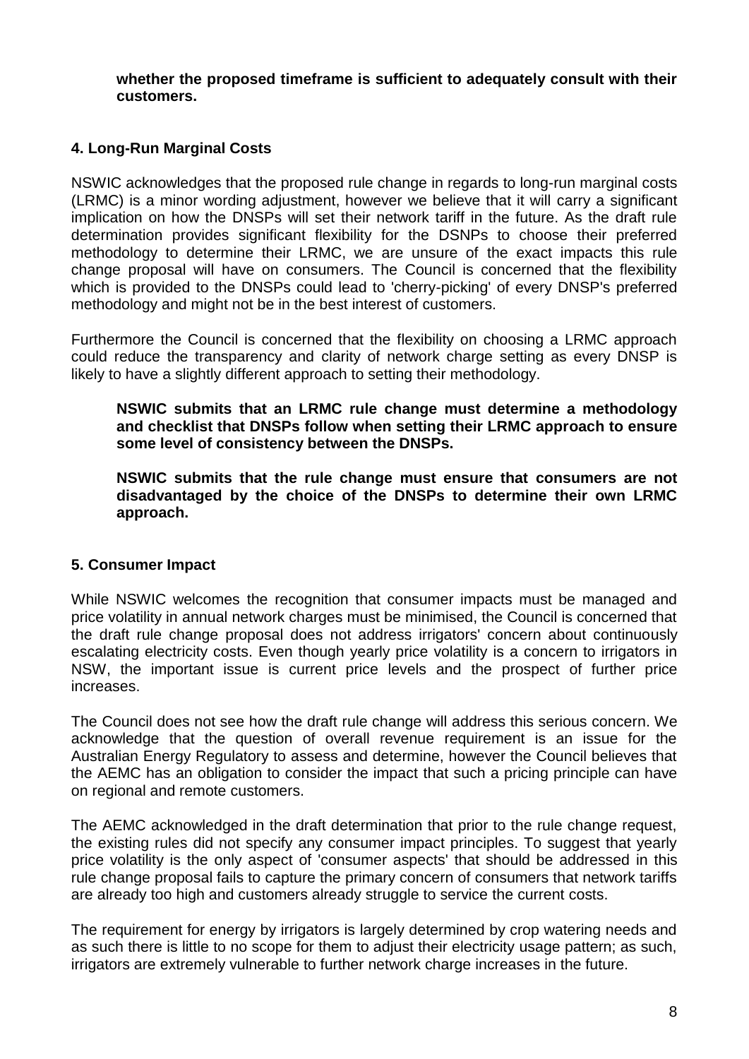**whether the proposed timeframe is sufficient to adequately consult with their customers.**

### 4. Long-Run Marginal Costs

NSWIC acknowledges that the proposed rule change in regards to long-run marginal costs (LRMC) is a minor wording adjustment, however we believe that it will carry a significant implication on how the DNSPs will set their network tariff in the future. As the draft rule determination provides significant flexibility for the DSNPs to choose their preferred methodology to determine their LRMC, we are unsure of the exact impacts this rule change proposal will have on consumers. The Council is concerned that the flexibility which is provided to the DNSPs could lead to 'cherry-picking' of every DNSP's preferred methodology and might not be in the best interest of customers.

Furthermore the Council is concerned that the flexibility on choosing a LRMC approach could reduce the transparency and clarity of network charge setting as every DNSP is likely to have a slightly different approach to setting their methodology.

**NSWIC submits that an LRMC rule change must determine a methodology and checklist that DNSPs follow when setting their LRMC approach to ensure some level of consistency between the DNSPs.**

**NSWIC submits that the rule change must ensure that consumers are not disadvantaged by the choice of the DNSPs to determine their own LRMC approach.**

### 5. Consumer Impact

While NSWIC welcomes the recognition that consumer impacts must be managed and price volatility in annual network charges must be minimised, the Council is concerned that the draft rule change proposal does not address irrigators' concern about continuously escalating electricity costs. Even though yearly price volatility is a concern to irrigators in NSW, the important issue is current price levels and the prospect of further price increases.

The Council does not see how the draft rule change will address this serious concern. We acknowledge that the question of overall revenue requirement is an issue for the Australian Energy Regulatory to assess and determine, however the Council believes that the AEMC has an obligation to consider the impact that such a pricing principle can have on regional and remote customers.

The AEMC acknowledged in the draft determination that prior to the rule change request, the existing rules did not specify any consumer impact principles. To suggest that yearly price volatility is the only aspect of 'consumer aspects' that should be addressed in this rule change proposal fails to capture the primary concern of consumers that network tariffs are already too high and customers already struggle to service the current costs.

The requirement for energy by irrigators is largely determined by crop watering needs and as such there is little to no scope for them to adjust their electricity usage pattern; as such, irrigators are extremely vulnerable to further network charge increases in the future.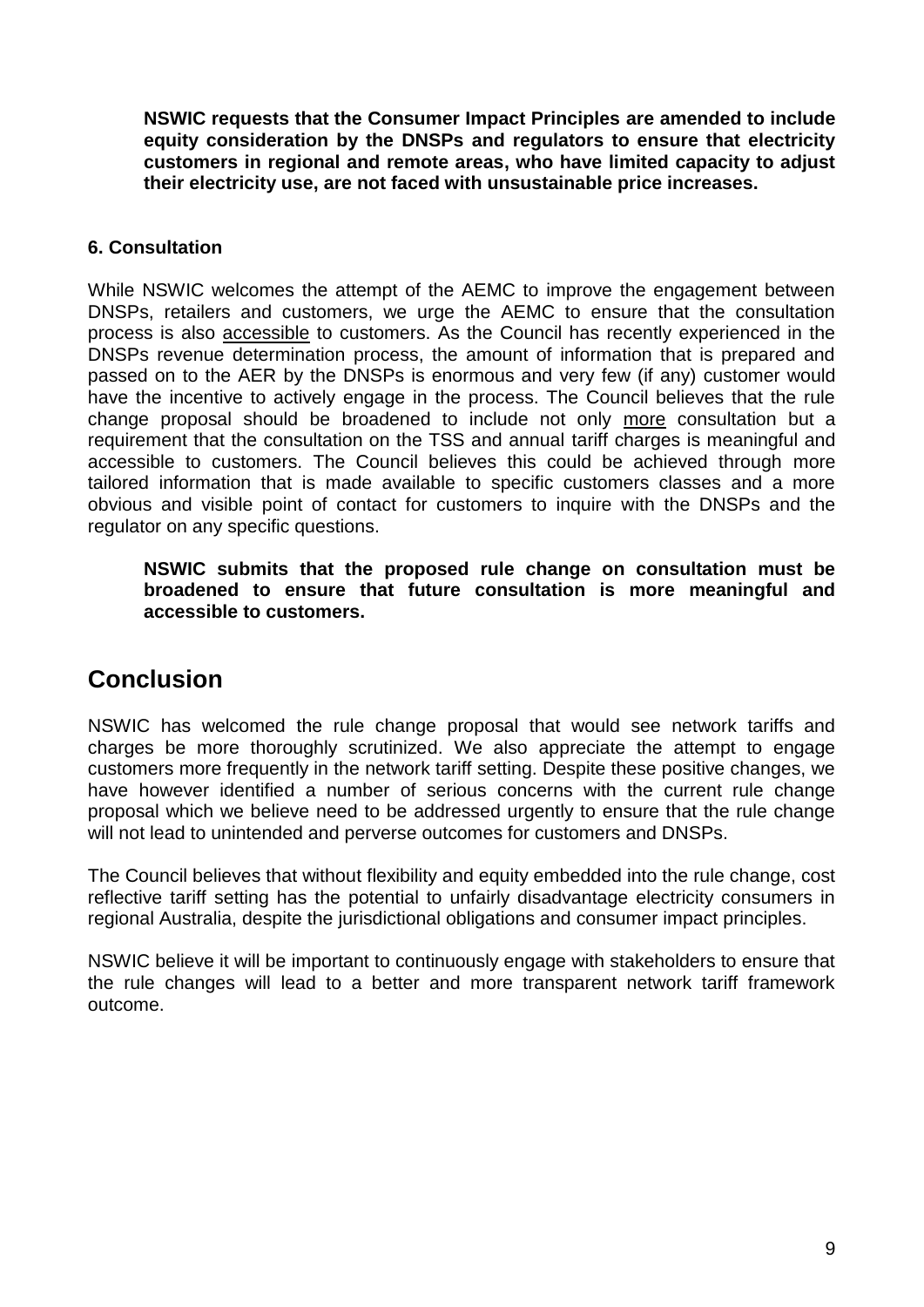**NSWIC requests that the Consumer Impact Principles are amended to include equity consideration by the DNSPs and regulators to ensure that electricity customers in regional and remote areas, who have limited capacity to adjust their electricity use, are not faced with unsustainable price increases.**

**6. Consultation**

While NSWIC welcomes the attempt of the AEMC to improve the engagement between DNSPs, retailers and customers, we urge the AEMC to ensure that the consultation process is also accessible to customers. As the Council has recently experienced in the DNSPs revenue determination process, the amount of information that is prepared and passed on to the AER by the DNSPs is enormous and very few (if any) customer would have the incentive to actively engage in the process. The Council believes that the rule change proposal should be broadened to include not only more consultation but a requirement that the consultation on the TSS and annual tariff charges is meaningful and accessible to customers. The Council believes this could be achieved through more tailored information that is made available to specific customers classes and a more obvious and visible point of contact for customers to inquire with the DNSPs and the regulator on any specific questions.

**NSWIC submits that the proposed rule change on consultation must be broadened to ensure that future consultation is more meaningful and accessible to customers.**

## Conclusion

NSWIC has welcomed the rule change proposal that would see network tariffs and charges be more thoroughly scrutinized. We also appreciate the attempt to engage customers more frequently in the network tariff setting. Despite these positive changes, we have however identified a number of serious concerns with the current rule change proposal which we believe need to be addressed urgently to ensure that the rule change will not lead to unintended and perverse outcomes for customers and DNSPs.

The Council believes that without flexibility and equity embedded into the rule change, cost reflective tariff setting has the potential to unfairly disadvantage electricity consumers in regional Australia, despite the jurisdictional obligations and consumer impact principles.

NSWIC believe it will be important to continuously engage with stakeholders to ensure that the rule changes will lead to a better and more transparent network tariff framework outcome.